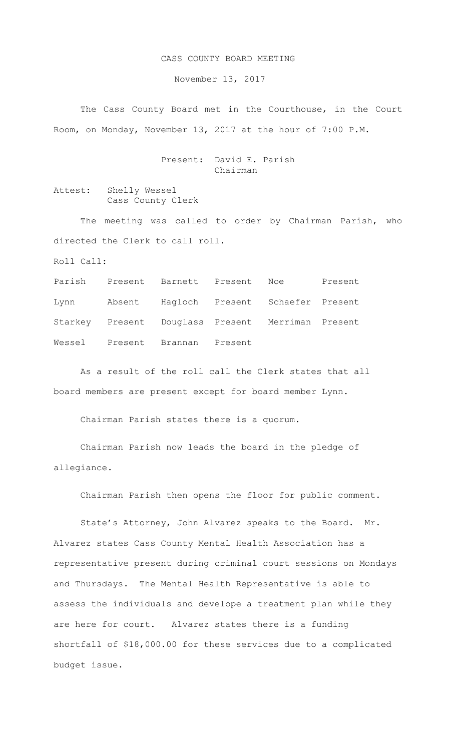# CASS COUNTY BOARD MEETING

November 13, 2017

The Cass County Board met in the Courthouse, in the Court Room, on Monday, November 13, 2017 at the hour of 7:00 P.M.

Present: David E. Parish
Chairman

Attest: Shelly Wessel
Cass County Clerk

The meeting was called to order by Chairman Parish, who directed the Clerk to call roll.

Roll Call:

| | | | | | |
|---|---|---|---|---|---|
| Parish | Present | Barnett | Present | Noe | Present |
| Lynn | Absent | Hagloch | Present | Schaefer | Present |
| Starkey | Present | Douglass | Present | Merriman | Present |
| Wessel | Present | Brannan | Present | | |

As a result of the roll call the Clerk states that all board members are present except for board member Lynn.

Chairman Parish states there is a quorum.

Chairman Parish now leads the board in the pledge of allegiance.

Chairman Parish then opens the floor for public comment.

State's Attorney, John Alvarez speaks to the Board. Mr. Alvarez states Cass County Mental Health Association has a representative present during criminal court sessions on Mondays and Thursdays. The Mental Health Representative is able to assess the individuals and develope a treatment plan while they are here for court. Alvarez states there is a funding shortfall of $18,000.00 for these services due to a complicated budget issue.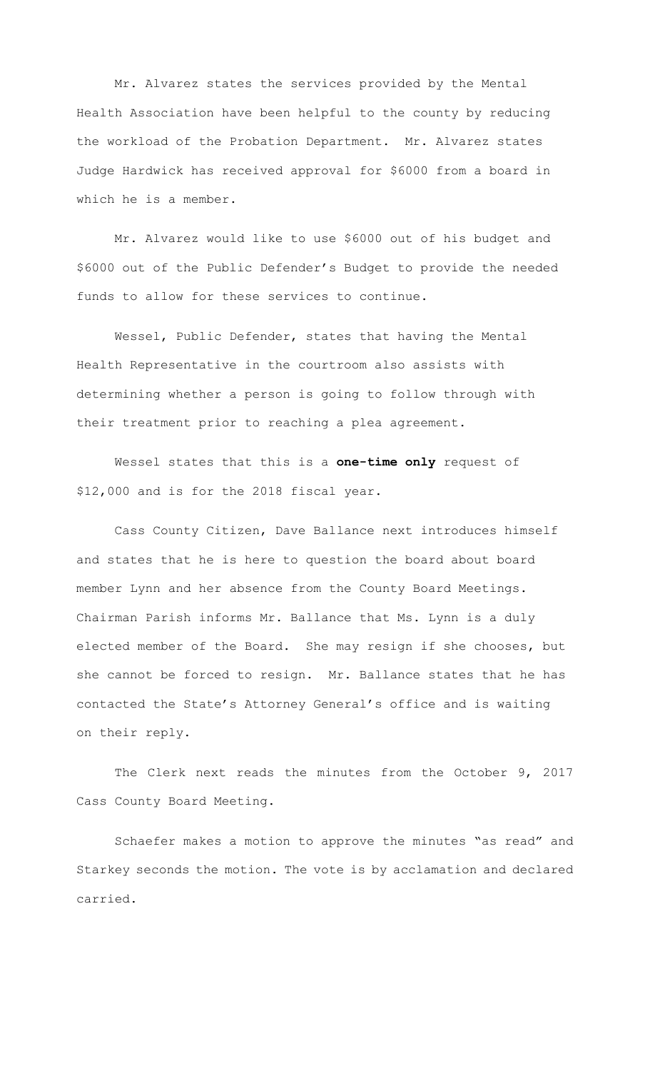Mr. Alvarez states the services provided by the Mental Health Association have been helpful to the county by reducing the workload of the Probation Department. Mr. Alvarez states Judge Hardwick has received approval for $6000 from a board in which he is a member.

Mr. Alvarez would like to use $6000 out of his budget and $6000 out of the Public Defender's Budget to provide the needed funds to allow for these services to continue.

Wessel, Public Defender, states that having the Mental Health Representative in the courtroom also assists with determining whether a person is going to follow through with their treatment prior to reaching a plea agreement.

Wessel states that this is a **one-time only** request of $12,000 and is for the 2018 fiscal year.

Cass County Citizen, Dave Ballance next introduces himself and states that he is here to question the board about board member Lynn and her absence from the County Board Meetings. Chairman Parish informs Mr. Ballance that Ms. Lynn is a duly elected member of the Board. She may resign if she chooses, but she cannot be forced to resign. Mr. Ballance states that he has contacted the State's Attorney General's office and is waiting on their reply.

The Clerk next reads the minutes from the October 9, 2017 Cass County Board Meeting.

Schaefer makes a motion to approve the minutes "as read" and Starkey seconds the motion. The vote is by acclamation and declared carried.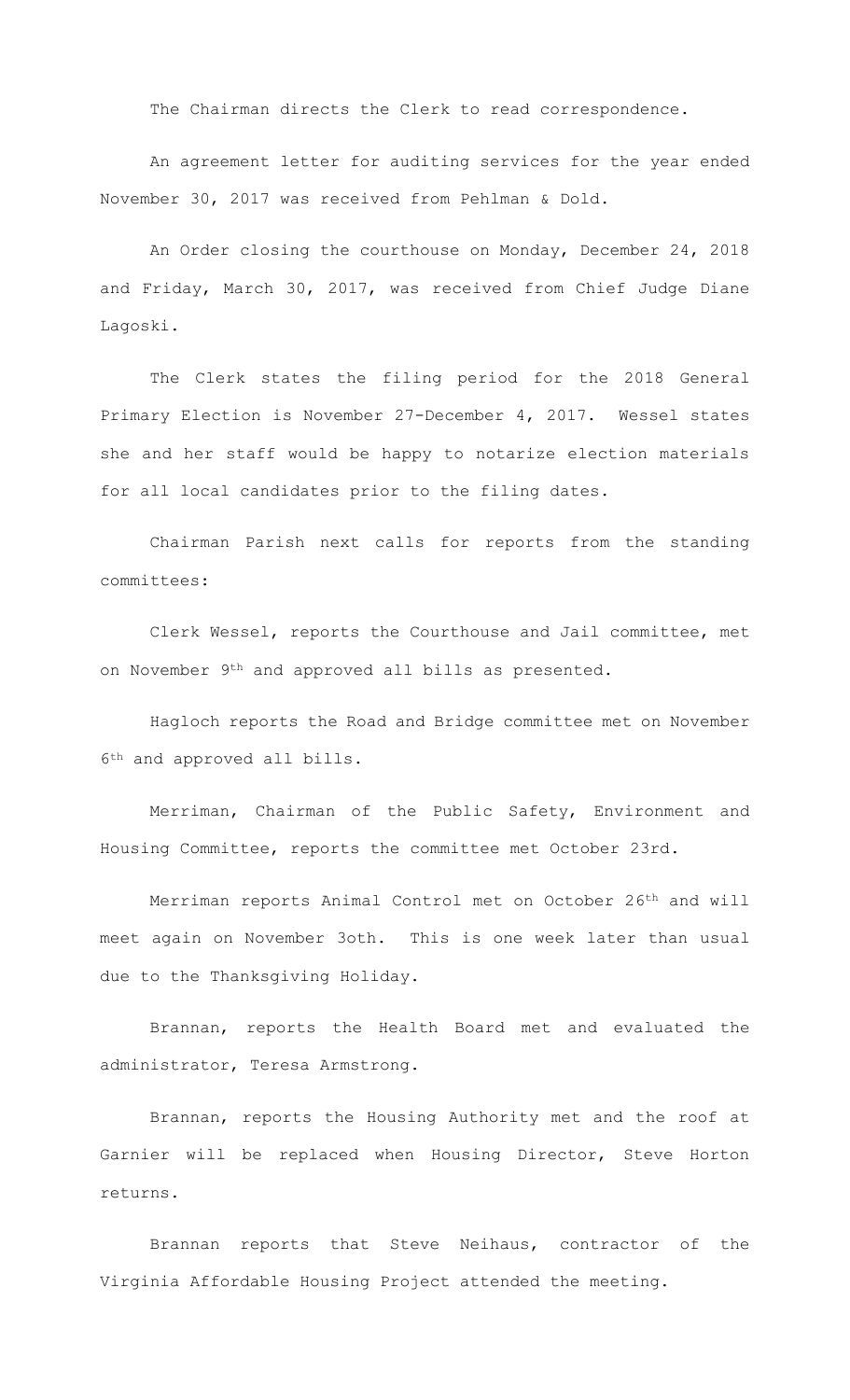The Chairman directs the Clerk to read correspondence.

An agreement letter for auditing services for the year ended November 30, 2017 was received from Pehlman & Dold.

An Order closing the courthouse on Monday, December 24, 2018 and Friday, March 30, 2017, was received from Chief Judge Diane Lagoski.

The Clerk states the filing period for the 2018 General Primary Election is November 27-December 4, 2017. Wessel states she and her staff would be happy to notarize election materials for all local candidates prior to the filing dates.

Chairman Parish next calls for reports from the standing committees:

Clerk Wessel, reports the Courthouse and Jail committee, met on November 9th and approved all bills as presented.

Hagloch reports the Road and Bridge committee met on November 6th and approved all bills.

Merriman, Chairman of the Public Safety, Environment and Housing Committee, reports the committee met October 23rd.

Merriman reports Animal Control met on October 26th and will meet again on November 3oth. This is one week later than usual due to the Thanksgiving Holiday.

Brannan, reports the Health Board met and evaluated the administrator, Teresa Armstrong.

Brannan, reports the Housing Authority met and the roof at Garnier will be replaced when Housing Director, Steve Horton returns.

Brannan reports that Steve Neihaus, contractor of the Virginia Affordable Housing Project attended the meeting.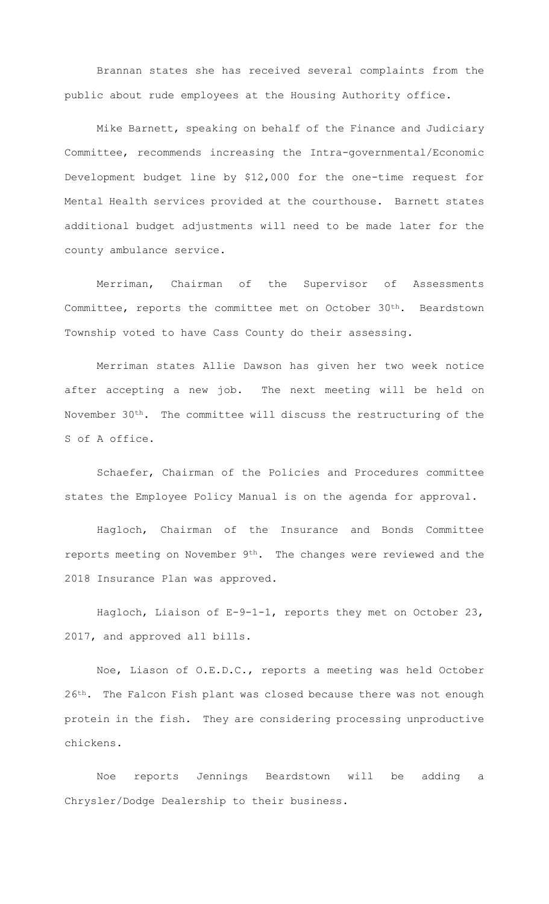Brannan states she has received several complaints from the public about rude employees at the Housing Authority office.

Mike Barnett, speaking on behalf of the Finance and Judiciary Committee, recommends increasing the Intra-governmental/Economic Development budget line by $12,000 for the one-time request for Mental Health services provided at the courthouse. Barnett states additional budget adjustments will need to be made later for the county ambulance service.

Merriman, Chairman of the Supervisor of Assessments Committee, reports the committee met on October 30th. Beardstown Township voted to have Cass County do their assessing.

Merriman states Allie Dawson has given her two week notice after accepting a new job. The next meeting will be held on November 30th. The committee will discuss the restructuring of the S of A office.

Schaefer, Chairman of the Policies and Procedures committee states the Employee Policy Manual is on the agenda for approval.

Hagloch, Chairman of the Insurance and Bonds Committee reports meeting on November 9th. The changes were reviewed and the 2018 Insurance Plan was approved.

Hagloch, Liaison of E-9-1-1, reports they met on October 23, 2017, and approved all bills.

Noe, Liason of O.E.D.C., reports a meeting was held October 26th. The Falcon Fish plant was closed because there was not enough protein in the fish. They are considering processing unproductive chickens.

Noe reports Jennings Beardstown will be adding a Chrysler/Dodge Dealership to their business.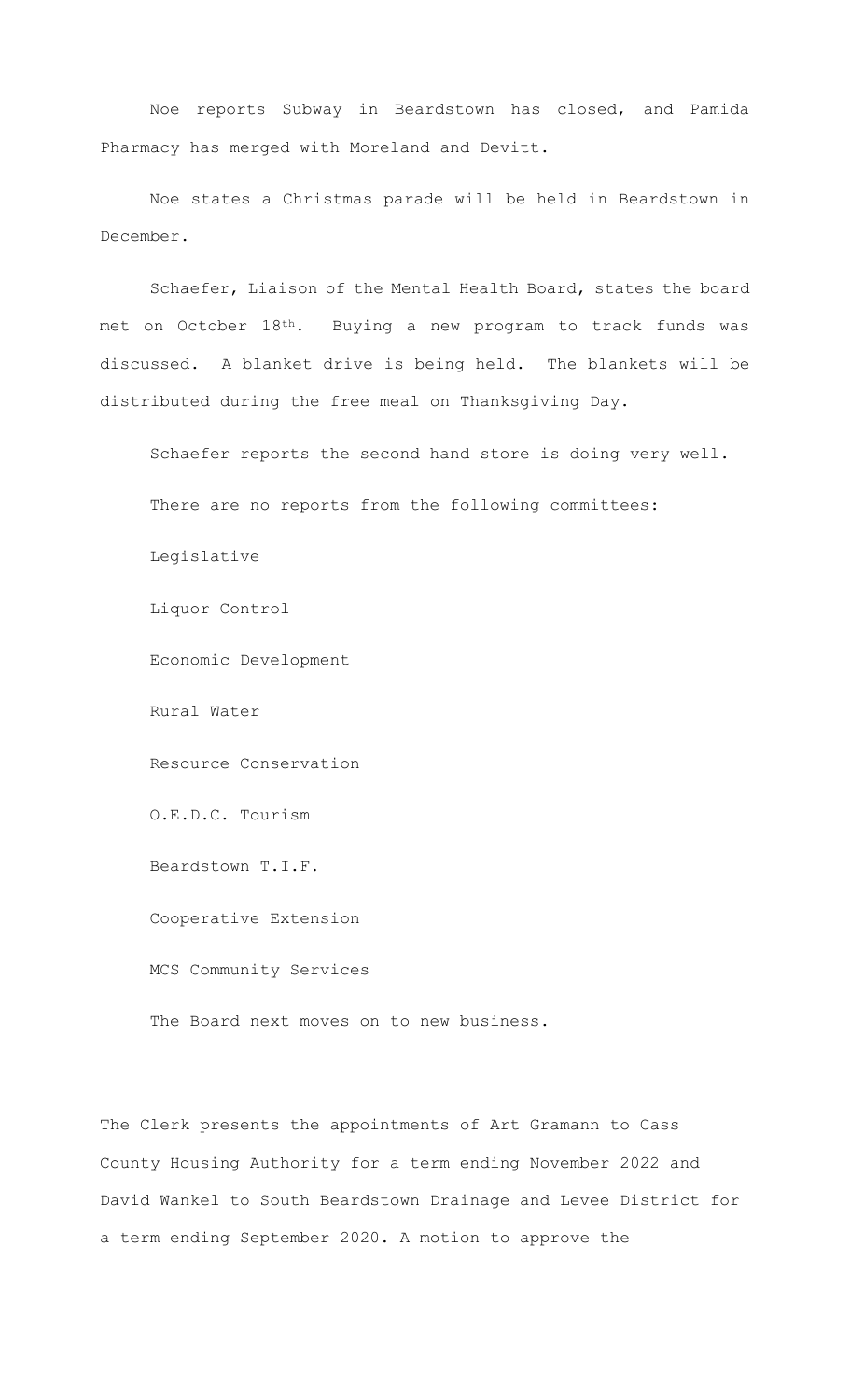Noe reports Subway in Beardstown has closed, and Pamida Pharmacy has merged with Moreland and Devitt.

Noe states a Christmas parade will be held in Beardstown in December.

Schaefer, Liaison of the Mental Health Board, states the board met on October 18th. Buying a new program to track funds was discussed. A blanket drive is being held. The blankets will be distributed during the free meal on Thanksgiving Day.

Schaefer reports the second hand store is doing very well.

There are no reports from the following committees:

Legislative

Liquor Control

Economic Development

Rural Water

Resource Conservation

O.E.D.C. Tourism

Beardstown T.I.F.

Cooperative Extension

MCS Community Services

The Board next moves on to new business.

The Clerk presents the appointments of Art Gramann to Cass County Housing Authority for a term ending November 2022 and David Wankel to South Beardstown Drainage and Levee District for a term ending September 2020. A motion to approve the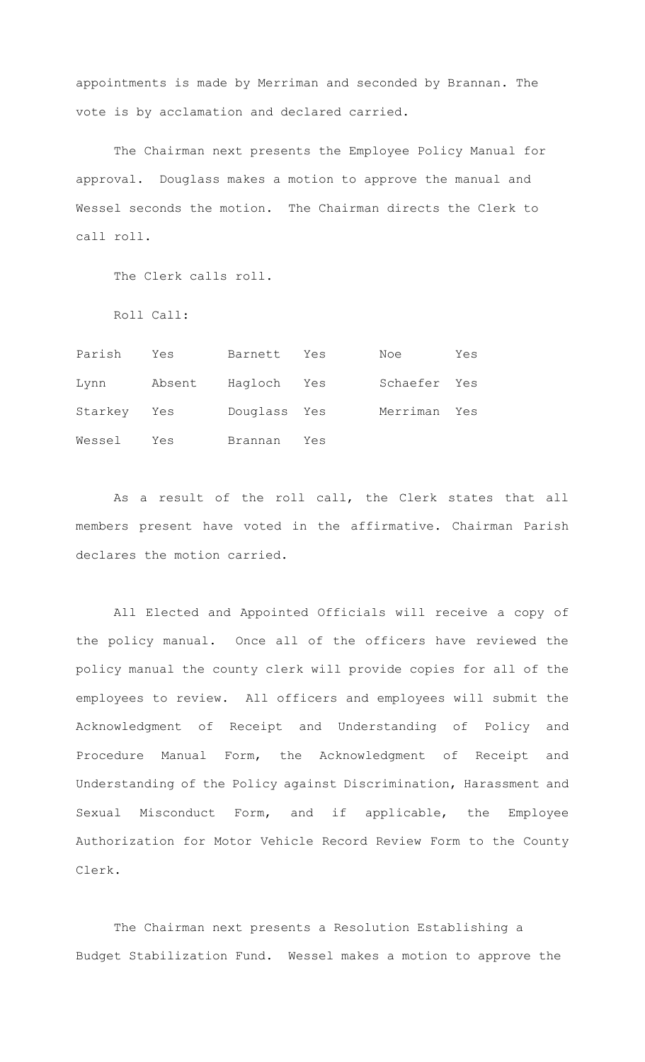appointments is made by Merriman and seconded by Brannan. The vote is by acclamation and declared carried.

The Chairman next presents the Employee Policy Manual for approval. Douglass makes a motion to approve the manual and Wessel seconds the motion. The Chairman directs the Clerk to call roll.

The Clerk calls roll.

Roll Call:

| | | | | | |
|---|---|---|---|---|---|
| Parish | Yes | Barnett | Yes | Noe | Yes |
| Lynn | Absent | Hagloch | Yes | Schaefer | Yes |
| Starkey | Yes | Douglass | Yes | Merriman | Yes |
| Wessel | Yes | Brannan | Yes | | |

As a result of the roll call, the Clerk states that all members present have voted in the affirmative. Chairman Parish declares the motion carried.

All Elected and Appointed Officials will receive a copy of the policy manual. Once all of the officers have reviewed the policy manual the county clerk will provide copies for all of the employees to review. All officers and employees will submit the Acknowledgment of Receipt and Understanding of Policy and Procedure Manual Form, the Acknowledgment of Receipt and Understanding of the Policy against Discrimination, Harassment and Sexual Misconduct Form, and if applicable, the Employee Authorization for Motor Vehicle Record Review Form to the County Clerk.

The Chairman next presents a Resolution Establishing a Budget Stabilization Fund. Wessel makes a motion to approve the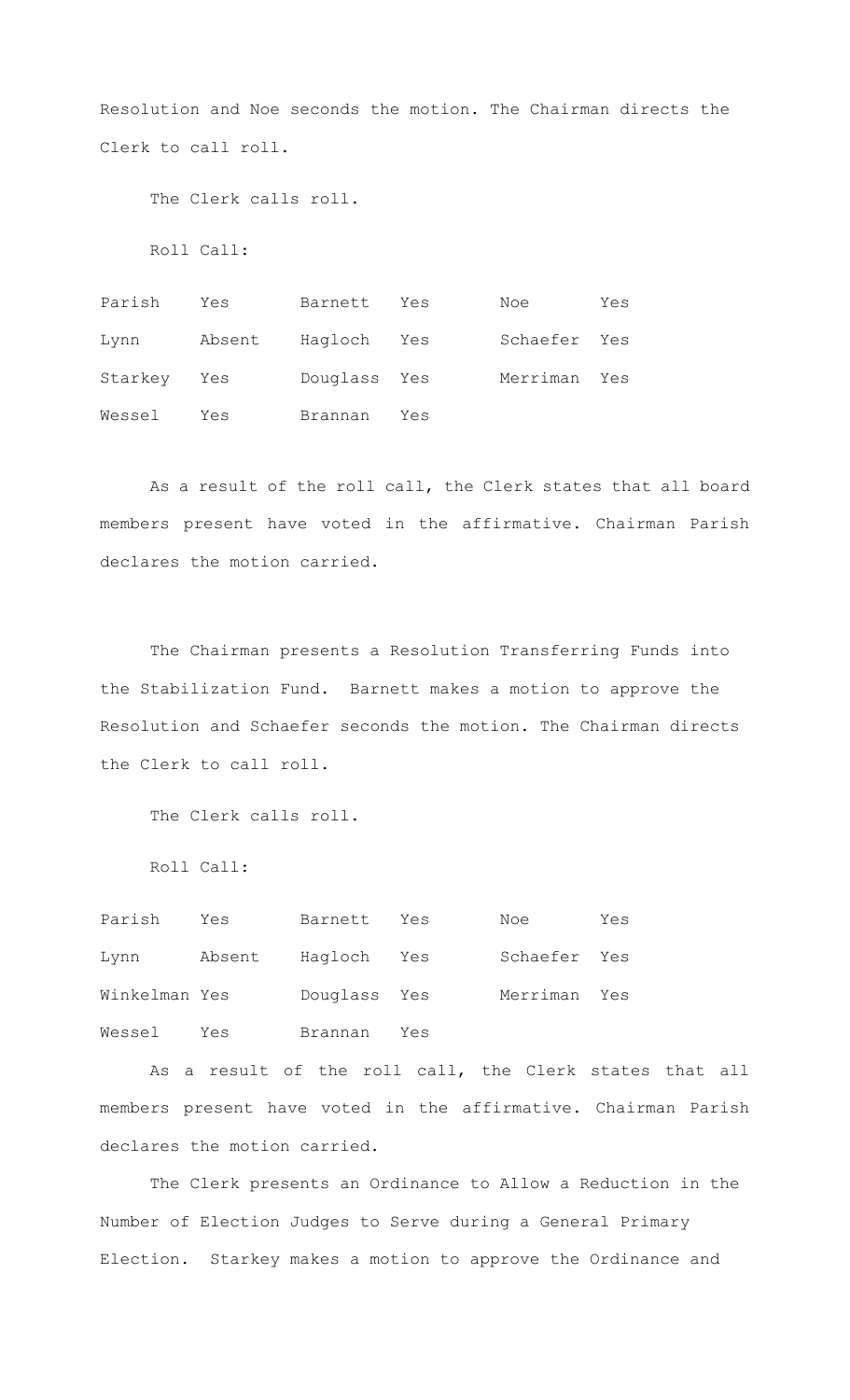Resolution and Noe seconds the motion. The Chairman directs the Clerk to call roll.

The Clerk calls roll.

Roll Call:

| | | | | | |
|---|---|---|---|---|---|
| Parish | Yes | Barnett | Yes | Noe | Yes |
| Lynn | Absent | Hagloch | Yes | Schaefer | Yes |
| Starkey | Yes | Douglass | Yes | Merriman | Yes |
| Wessel | Yes | Brannan | Yes | | |

As a result of the roll call, the Clerk states that all board members present have voted in the affirmative. Chairman Parish declares the motion carried.

The Chairman presents a Resolution Transferring Funds into the Stabilization Fund. Barnett makes a motion to approve the Resolution and Schaefer seconds the motion. The Chairman directs the Clerk to call roll.

The Clerk calls roll.

Roll Call:

| | | | | | |
|---|---|---|---|---|---|
| Parish | Yes | Barnett | Yes | Noe | Yes |
| Lynn | Absent | Hagloch | Yes | Schaefer | Yes |
| Winkelman | Yes | Douglass | Yes | Merriman | Yes |
| Wessel | Yes | Brannan | Yes | | |

As a result of the roll call, the Clerk states that all members present have voted in the affirmative. Chairman Parish declares the motion carried.

The Clerk presents an Ordinance to Allow a Reduction in the Number of Election Judges to Serve during a General Primary Election. Starkey makes a motion to approve the Ordinance and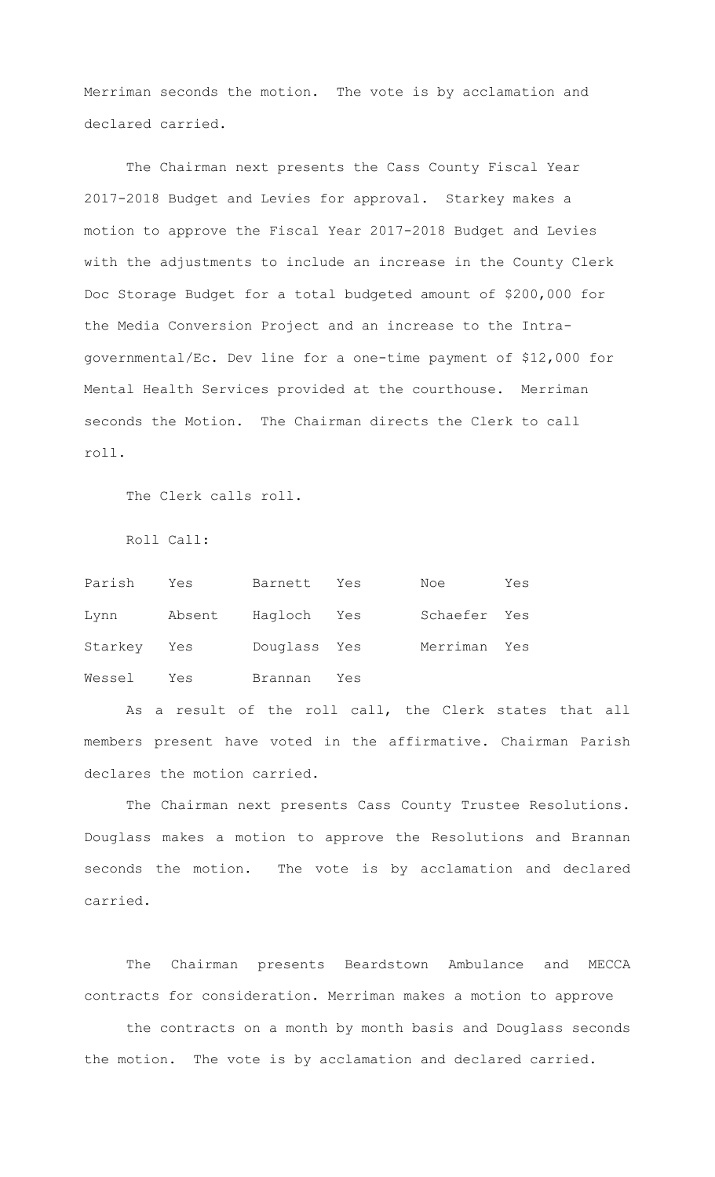Merriman seconds the motion. The vote is by acclamation and declared carried.

The Chairman next presents the Cass County Fiscal Year 2017-2018 Budget and Levies for approval. Starkey makes a motion to approve the Fiscal Year 2017-2018 Budget and Levies with the adjustments to include an increase in the County Clerk Doc Storage Budget for a total budgeted amount of $200,000 for the Media Conversion Project and an increase to the Intra-governmental/Ec. Dev line for a one-time payment of $12,000 for Mental Health Services provided at the courthouse. Merriman seconds the Motion. The Chairman directs the Clerk to call roll.

The Clerk calls roll.

Roll Call:

| | | | | | |
|---|---|---|---|---|---|
| Parish | Yes | Barnett | Yes | Noe | Yes |
| Lynn | Absent | Hagloch | Yes | Schaefer | Yes |
| Starkey | Yes | Douglass | Yes | Merriman | Yes |
| Wessel | Yes | Brannan | Yes | | |

As a result of the roll call, the Clerk states that all members present have voted in the affirmative. Chairman Parish declares the motion carried.

The Chairman next presents Cass County Trustee Resolutions. Douglass makes a motion to approve the Resolutions and Brannan seconds the motion. The vote is by acclamation and declared carried.

The Chairman presents Beardstown Ambulance and MECCA contracts for consideration. Merriman makes a motion to approve the contracts on a month by month basis and Douglass seconds the motion. The vote is by acclamation and declared carried.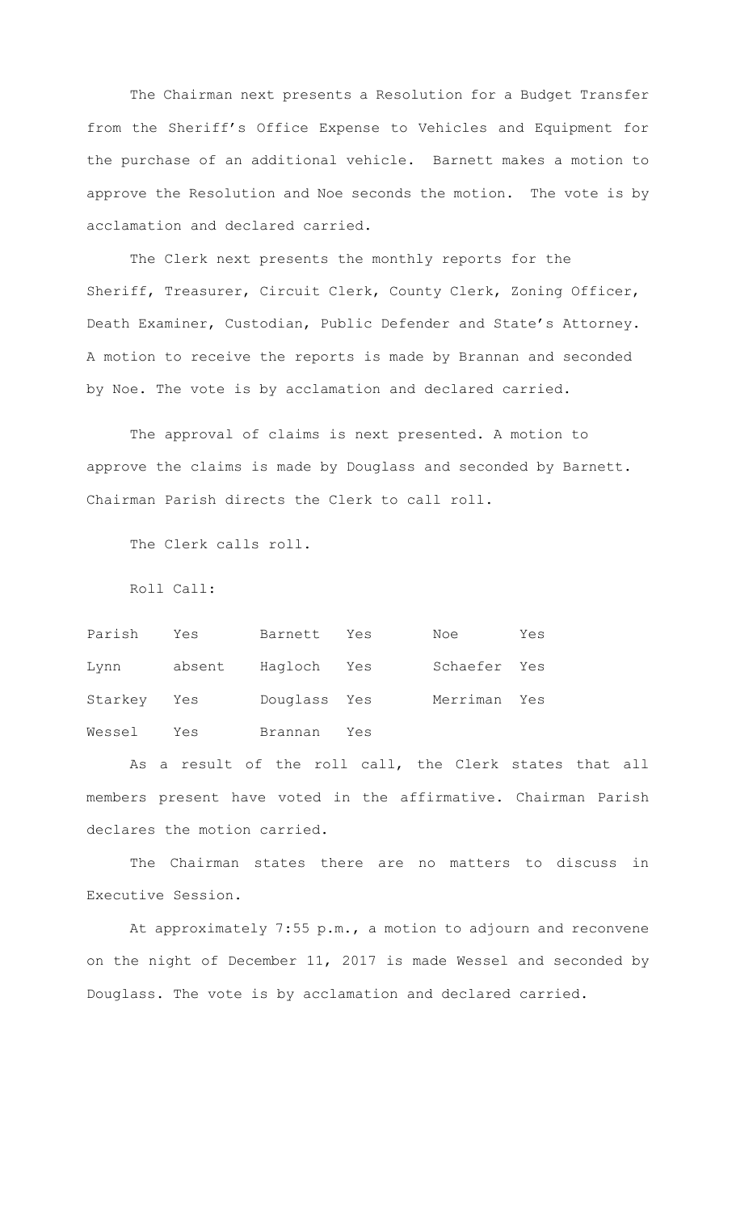The Chairman next presents a Resolution for a Budget Transfer from the Sheriff's Office Expense to Vehicles and Equipment for the purchase of an additional vehicle. Barnett makes a motion to approve the Resolution and Noe seconds the motion. The vote is by acclamation and declared carried.

The Clerk next presents the monthly reports for the Sheriff, Treasurer, Circuit Clerk, County Clerk, Zoning Officer, Death Examiner, Custodian, Public Defender and State's Attorney. A motion to receive the reports is made by Brannan and seconded by Noe. The vote is by acclamation and declared carried.

The approval of claims is next presented. A motion to approve the claims is made by Douglass and seconded by Barnett. Chairman Parish directs the Clerk to call roll.

The Clerk calls roll.

Roll Call:

| | | | | | |
|---|---|---|---|---|---|
| Parish | Yes | Barnett | Yes | Noe | Yes |
| Lynn | absent | Hagloch | Yes | Schaefer | Yes |
| Starkey | Yes | Douglass | Yes | Merriman | Yes |
| Wessel | Yes | Brannan | Yes | | |

As a result of the roll call, the Clerk states that all members present have voted in the affirmative. Chairman Parish declares the motion carried.

The Chairman states there are no matters to discuss in Executive Session.

At approximately 7:55 p.m., a motion to adjourn and reconvene on the night of December 11, 2017 is made Wessel and seconded by Douglass. The vote is by acclamation and declared carried.